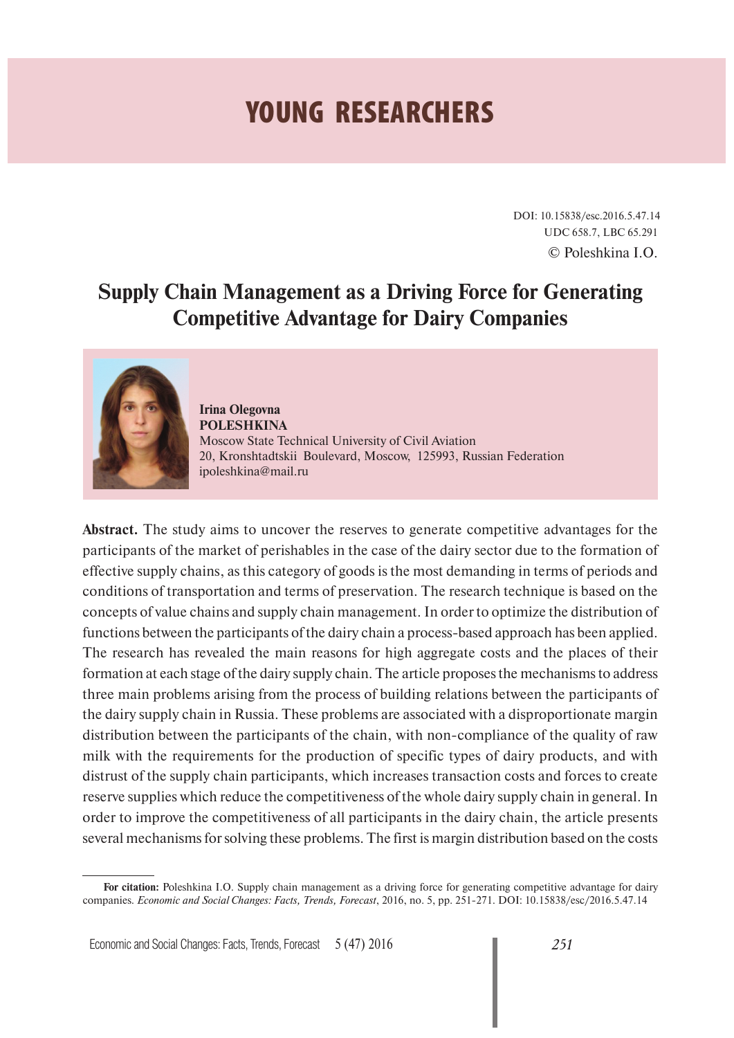# YOUNG RESEARCHERS

DOI: 10.15838/esc.2016.5.47.14
UDC 658.7, LBC 65.291
© Poleshkina I.O.

## Supply Chain Management as a Driving Force for Generating Competitive Advantage for Dairy Companies

**Irina Olegovna POLESHKINA**
Moscow State Technical University of Civil Aviation
20, Kronshtadtskii Boulevard, Moscow, 125993, Russian Federation
ipoleshkina@mail.ru

**Abstract.** The study aims to uncover the reserves to generate competitive advantages for the participants of the market of perishables in the case of the dairy sector due to the formation of effective supply chains, as this category of goods is the most demanding in terms of periods and conditions of transportation and terms of preservation. The research technique is based on the concepts of value chains and supply chain management. In order to optimize the distribution of functions between the participants of the dairy chain a process-based approach has been applied. The research has revealed the main reasons for high aggregate costs and the places of their formation at each stage of the dairy supply chain. The article proposes the mechanisms to address three main problems arising from the process of building relations between the participants of the dairy supply chain in Russia. These problems are associated with a disproportionate margin distribution between the participants of the chain, with non-compliance of the quality of raw milk with the requirements for the production of specific types of dairy products, and with distrust of the supply chain participants, which increases transaction costs and forces to create reserve supplies which reduce the competitiveness of the whole dairy supply chain in general. In order to improve the competitiveness of all participants in the dairy chain, the article presents several mechanisms for solving these problems. The first is margin distribution based on the costs

---

**For citation:** Poleshkina I.O. Supply chain management as a driving force for generating competitive advantage for dairy companies. *Economic and Social Changes: Facts, Trends, Forecast*, 2016, no. 5, pp. 251-271. DOI: 10.15838/esc/2016.5.47.14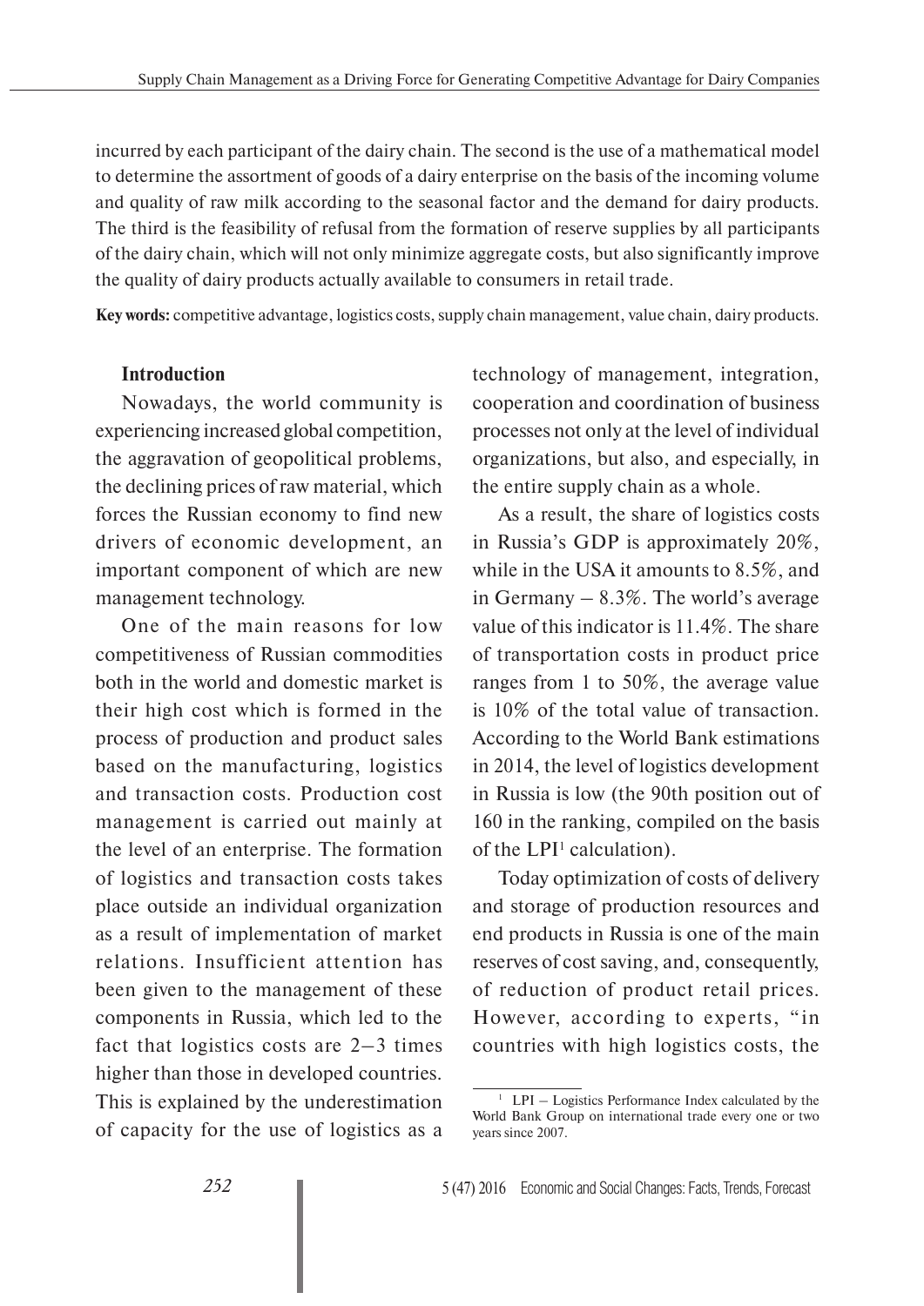incurred by each participant of the dairy chain. The second is the use of a mathematical model to determine the assortment of goods of a dairy enterprise on the basis of the incoming volume and quality of raw milk according to the seasonal factor and the demand for dairy products. The third is the feasibility of refusal from the formation of reserve supplies by all participants of the dairy chain, which will not only minimize aggregate costs, but also significantly improve the quality of dairy products actually available to consumers in retail trade.

**Key words:** competitive advantage, logistics costs, supply chain management, value chain, dairy products.

## Introduction

Nowadays, the world community is experiencing increased global competition, the aggravation of geopolitical problems, the declining prices of raw material, which forces the Russian economy to find new drivers of economic development, an important component of which are new management technology.

One of the main reasons for low competitiveness of Russian commodities both in the world and domestic market is their high cost which is formed in the process of production and product sales based on the manufacturing, logistics and transaction costs. Production cost management is carried out mainly at the level of an enterprise. The formation of logistics and transaction costs takes place outside an individual organization as a result of implementation of market relations. Insufficient attention has been given to the management of these components in Russia, which led to the fact that logistics costs are 2–3 times higher than those in developed countries. This is explained by the underestimation of capacity for the use of logistics as a technology of management, integration, cooperation and coordination of business processes not only at the level of individual organizations, but also, and especially, in the entire supply chain as a whole.

As a result, the share of logistics costs in Russia's GDP is approximately 20%, while in the USA it amounts to 8.5%, and in Germany – 8.3%. The world's average value of this indicator is 11.4%. The share of transportation costs in product price ranges from 1 to 50%, the average value is 10% of the total value of transaction. According to the World Bank estimations in 2014, the level of logistics development in Russia is low (the 90th position out of 160 in the ranking, compiled on the basis of the LPI[1] calculation).

Today optimization of costs of delivery and storage of production resources and end products in Russia is one of the main reserves of cost saving, and, consequently, of reduction of product retail prices. However, according to experts, "in countries with high logistics costs, the

[1] LPI – Logistics Performance Index calculated by the World Bank Group on international trade every one or two years since 2007.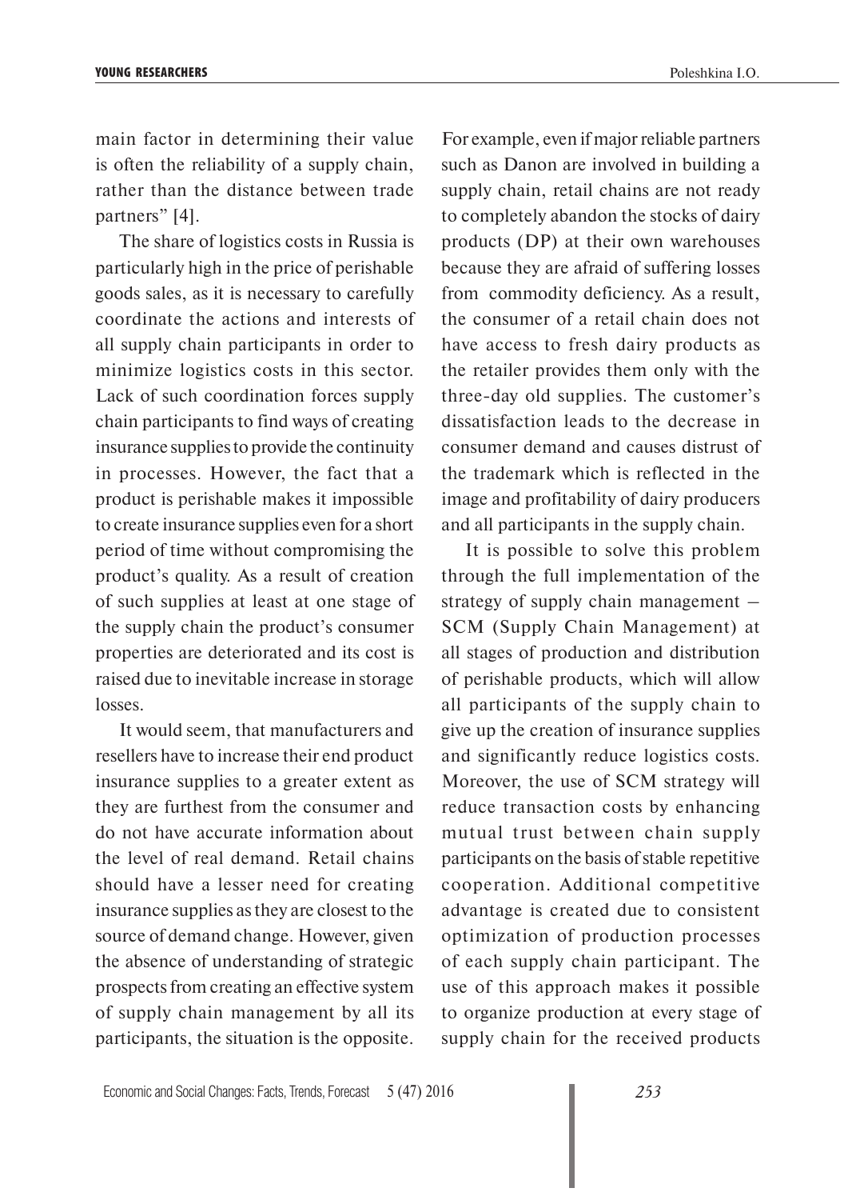main factor in determining their value is often the reliability of a supply chain, rather than the distance between trade partners" [4].

The share of logistics costs in Russia is particularly high in the price of perishable goods sales, as it is necessary to carefully coordinate the actions and interests of all supply chain participants in order to minimize logistics costs in this sector. Lack of such coordination forces supply chain participants to find ways of creating insurance supplies to provide the continuity in processes. However, the fact that a product is perishable makes it impossible to create insurance supplies even for a short period of time without compromising the product's quality. As a result of creation of such supplies at least at one stage of the supply chain the product's consumer properties are deteriorated and its cost is raised due to inevitable increase in storage losses.

It would seem, that manufacturers and resellers have to increase their end product insurance supplies to a greater extent as they are furthest from the consumer and do not have accurate information about the level of real demand. Retail chains should have a lesser need for creating insurance supplies as they are closest to the source of demand change. However, given the absence of understanding of strategic prospects from creating an effective system of supply chain management by all its participants, the situation is the opposite. For example, even if major reliable partners such as Danon are involved in building a supply chain, retail chains are not ready to completely abandon the stocks of dairy products (DP) at their own warehouses because they are afraid of suffering losses from commodity deficiency. As a result, the consumer of a retail chain does not have access to fresh dairy products as the retailer provides them only with the three-day old supplies. The customer's dissatisfaction leads to the decrease in consumer demand and causes distrust of the trademark which is reflected in the image and profitability of dairy producers and all participants in the supply chain.

It is possible to solve this problem through the full implementation of the strategy of supply chain management – SCM (Supply Chain Management) at all stages of production and distribution of perishable products, which will allow all participants of the supply chain to give up the creation of insurance supplies and significantly reduce logistics costs. Moreover, the use of SCM strategy will reduce transaction costs by enhancing mutual trust between chain supply participants on the basis of stable repetitive cooperation. Additional competitive advantage is created due to consistent optimization of production processes of each supply chain participant. The use of this approach makes it possible to organize production at every stage of supply chain for the received products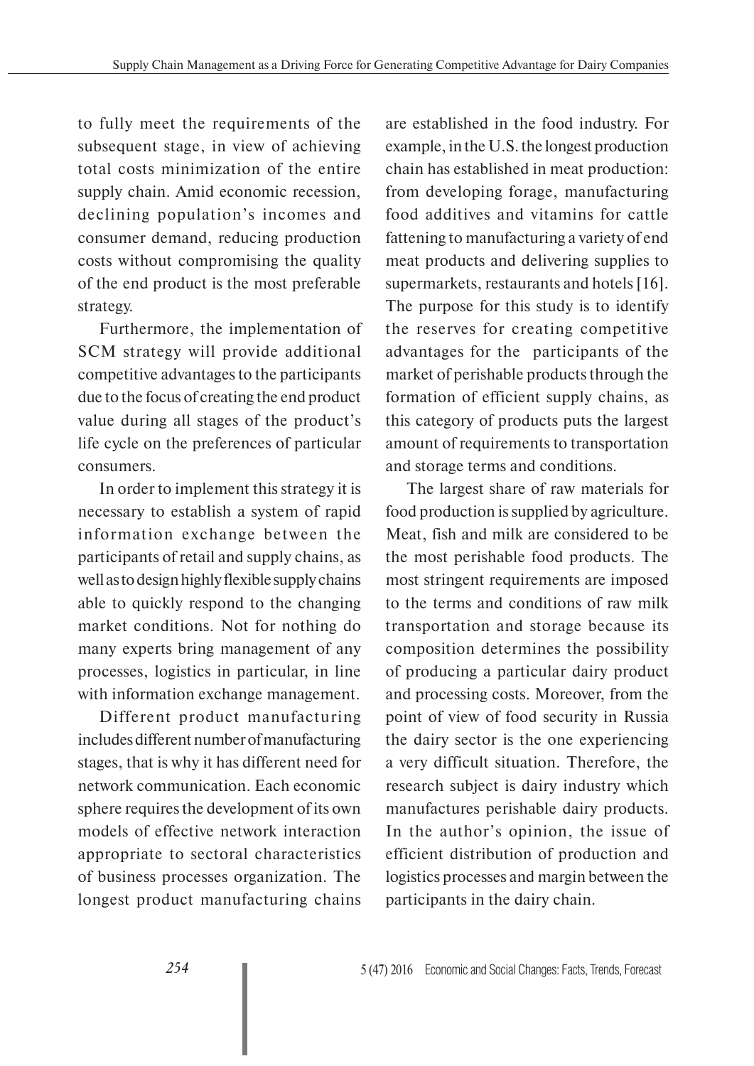to fully meet the requirements of the subsequent stage, in view of achieving total costs minimization of the entire supply chain. Amid economic recession, declining population's incomes and consumer demand, reducing production costs without compromising the quality of the end product is the most preferable strategy.

Furthermore, the implementation of SCM strategy will provide additional competitive advantages to the participants due to the focus of creating the end product value during all stages of the product's life cycle on the preferences of particular consumers.

In order to implement this strategy it is necessary to establish a system of rapid information exchange between the participants of retail and supply chains, as well as to design highly flexible supply chains able to quickly respond to the changing market conditions. Not for nothing do many experts bring management of any processes, logistics in particular, in line with information exchange management.

Different product manufacturing includes different number of manufacturing stages, that is why it has different need for network communication. Each economic sphere requires the development of its own models of effective network interaction appropriate to sectoral characteristics of business processes organization. The longest product manufacturing chains are established in the food industry. For example, in the U.S. the longest production chain has established in meat production: from developing forage, manufacturing food additives and vitamins for cattle fattening to manufacturing a variety of end meat products and delivering supplies to supermarkets, restaurants and hotels [16]. The purpose for this study is to identify the reserves for creating competitive advantages for the participants of the market of perishable products through the formation of efficient supply chains, as this category of products puts the largest amount of requirements to transportation and storage terms and conditions.

The largest share of raw materials for food production is supplied by agriculture. Meat, fish and milk are considered to be the most perishable food products. The most stringent requirements are imposed to the terms and conditions of raw milk transportation and storage because its composition determines the possibility of producing a particular dairy product and processing costs. Moreover, from the point of view of food security in Russia the dairy sector is the one experiencing a very difficult situation. Therefore, the research subject is dairy industry which manufactures perishable dairy products. In the author's opinion, the issue of efficient distribution of production and logistics processes and margin between the participants in the dairy chain.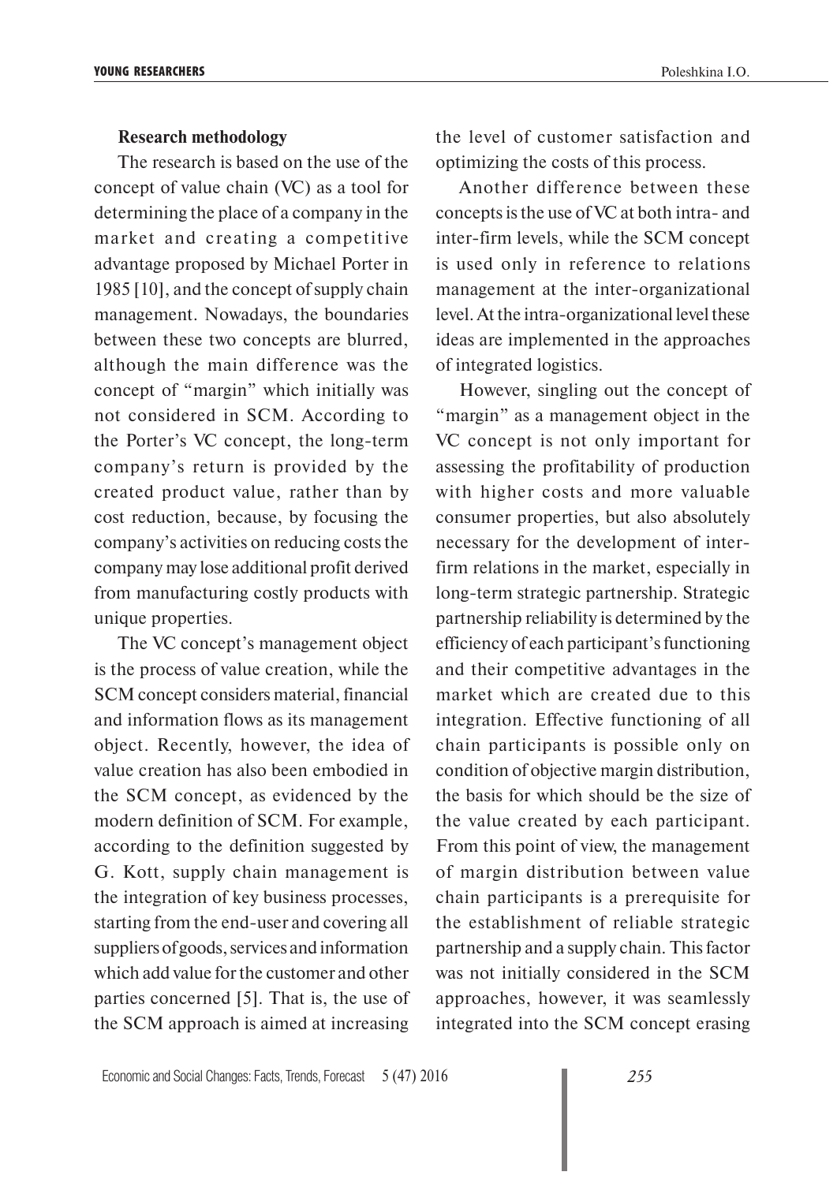**Research methodology**

The research is based on the use of the concept of value chain (VC) as a tool for determining the place of a company in the market and creating a competitive advantage proposed by Michael Porter in 1985 [10], and the concept of supply chain management. Nowadays, the boundaries between these two concepts are blurred, although the main difference was the concept of "margin" which initially was not considered in SCM. According to the Porter's VC concept, the long-term company's return is provided by the created product value, rather than by cost reduction, because, by focusing the company's activities on reducing costs the company may lose additional profit derived from manufacturing costly products with unique properties.

The VC concept's management object is the process of value creation, while the SCM concept considers material, financial and information flows as its management object. Recently, however, the idea of value creation has also been embodied in the SCM concept, as evidenced by the modern definition of SCM. For example, according to the definition suggested by G. Kott, supply chain management is the integration of key business processes, starting from the end-user and covering all suppliers of goods, services and information which add value for the customer and other parties concerned [5]. That is, the use of the SCM approach is aimed at increasing the level of customer satisfaction and optimizing the costs of this process.

Another difference between these concepts is the use of VC at both intra- and inter-firm levels, while the SCM concept is used only in reference to relations management at the inter-organizational level. At the intra-organizational level these ideas are implemented in the approaches of integrated logistics.

However, singling out the concept of "margin" as a management object in the VC concept is not only important for assessing the profitability of production with higher costs and more valuable consumer properties, but also absolutely necessary for the development of inter-firm relations in the market, especially in long-term strategic partnership. Strategic partnership reliability is determined by the efficiency of each participant's functioning and their competitive advantages in the market which are created due to this integration. Effective functioning of all chain participants is possible only on condition of objective margin distribution, the basis for which should be the size of the value created by each participant. From this point of view, the management of margin distribution between value chain participants is a prerequisite for the establishment of reliable strategic partnership and a supply chain. This factor was not initially considered in the SCM approaches, however, it was seamlessly integrated into the SCM concept erasing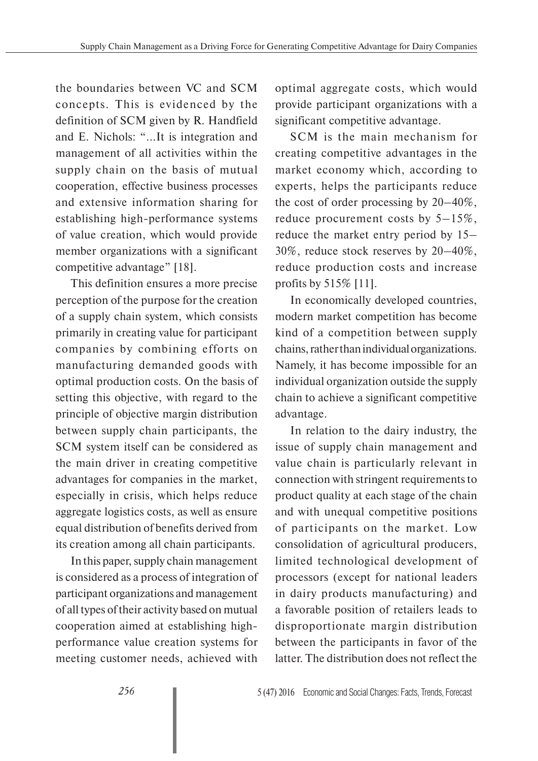the boundaries between VC and SCM concepts. This is evidenced by the definition of SCM given by R. Handfield and E. Nichols: "...It is integration and management of all activities within the supply chain on the basis of mutual cooperation, effective business processes and extensive information sharing for establishing high-performance systems of value creation, which would provide member organizations with a significant competitive advantage" [18].

This definition ensures a more precise perception of the purpose for the creation of a supply chain system, which consists primarily in creating value for participant companies by combining efforts on manufacturing demanded goods with optimal production costs. On the basis of setting this objective, with regard to the principle of objective margin distribution between supply chain participants, the SCM system itself can be considered as the main driver in creating competitive advantages for companies in the market, especially in crisis, which helps reduce aggregate logistics costs, as well as ensure equal distribution of benefits derived from its creation among all chain participants.

In this paper, supply chain management is considered as a process of integration of participant organizations and management of all types of their activity based on mutual cooperation aimed at establishing high-performance value creation systems for meeting customer needs, achieved with optimal aggregate costs, which would provide participant organizations with a significant competitive advantage.

SCM is the main mechanism for creating competitive advantages in the market economy which, according to experts, helps the participants reduce the cost of order processing by 20–40%, reduce procurement costs by 5–15%, reduce the market entry period by 15–30%, reduce stock reserves by 20–40%, reduce production costs and increase profits by 515% [11].

In economically developed countries, modern market competition has become kind of a competition between supply chains, rather than individual organizations. Namely, it has become impossible for an individual organization outside the supply chain to achieve a significant competitive advantage.

In relation to the dairy industry, the issue of supply chain management and value chain is particularly relevant in connection with stringent requirements to product quality at each stage of the chain and with unequal competitive positions of participants on the market. Low consolidation of agricultural producers, limited technological development of processors (except for national leaders in dairy products manufacturing) and a favorable position of retailers leads to disproportionate margin distribution between the participants in favor of the latter. The distribution does not reflect the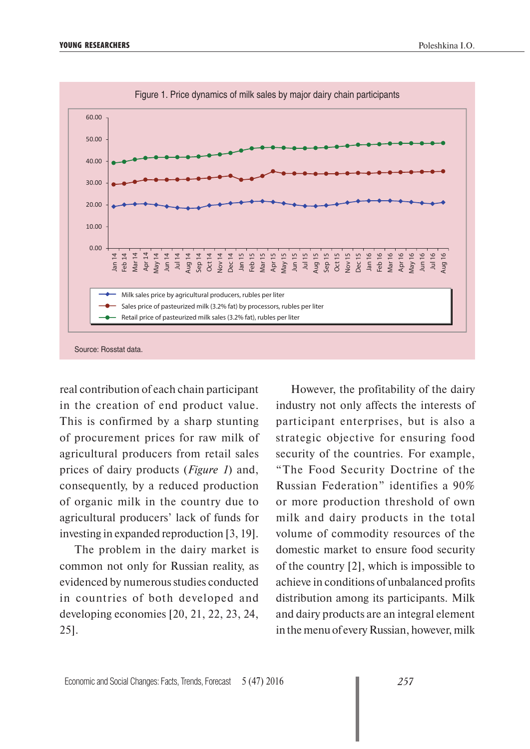Figure 1. Price dynamics of milk sales by major dairy chain participants

60.00
50.00
40.00
30.00
20.00
10.00
0.00

Jan 14, Feb 14, Mar 14, Apr 14, May 14, Jun 14, Jul 14, Aug 14, Sep 14, Oct 14, Nov 14, Dec 14, Jan 15, Feb 15, Mar 15, Apr 15, May 15, Jun 15, Jul 15, Aug 15, Sep 15, Oct 15, Nov 15, Dec 15, Jan 16, Feb 16, Mar 16, Apr 16, May 16, Jun 16, Jul 16, Aug 16

Milk sales price by agricultural producers, rubles per liter
Sales price of pasteurized milk (3.2% fat) by processors, rubles per liter
Retail price of pasteurized milk sales (3.2% fat), rubles per liter

Source: Rosstat data.

real contribution of each chain participant in the creation of end product value. This is confirmed by a sharp stunting of procurement prices for raw milk of agricultural producers from retail sales prices of dairy products (*Figure 1*) and, consequently, by a reduced production of organic milk in the country due to agricultural producers' lack of funds for investing in expanded reproduction [3, 19].

The problem in the dairy market is common not only for Russian reality, as evidenced by numerous studies conducted in countries of both developed and developing economies [20, 21, 22, 23, 24, 25].

However, the profitability of the dairy industry not only affects the interests of participant enterprises, but is also a strategic objective for ensuring food security of the countries. For example, "The Food Security Doctrine of the Russian Federation" identifies a 90% or more production threshold of own milk and dairy products in the total volume of commodity resources of the domestic market to ensure food security of the country [2], which is impossible to achieve in conditions of unbalanced profits distribution among its participants. Milk and dairy products are an integral element in the menu of every Russian, however, milk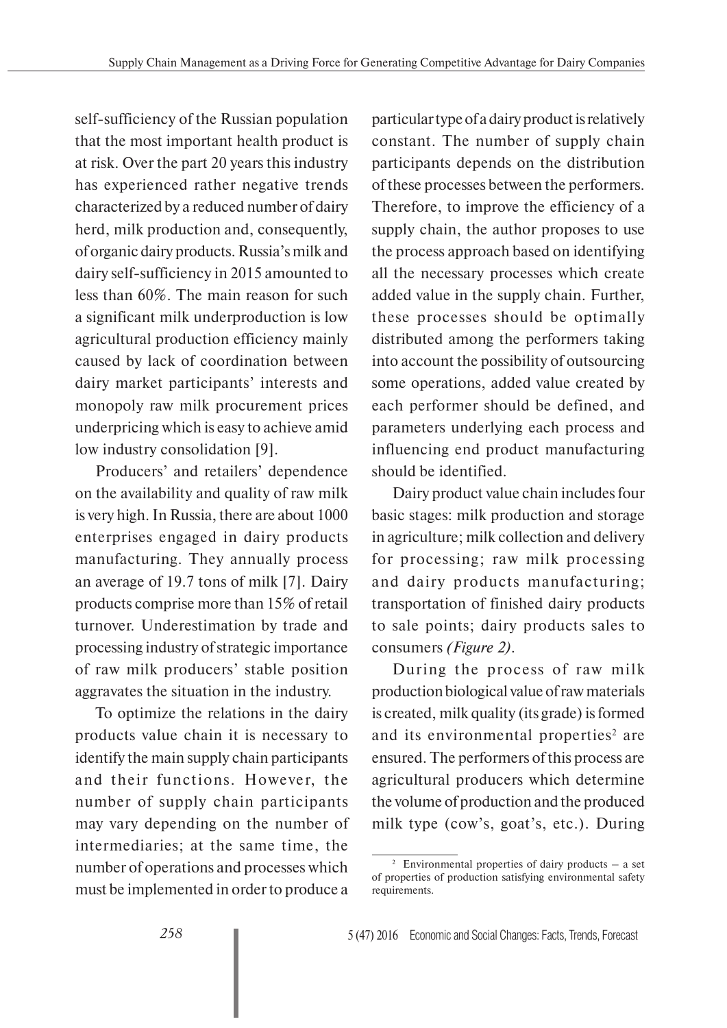self-sufficiency of the Russian population that the most important health product is at risk. Over the part 20 years this industry has experienced rather negative trends characterized by a reduced number of dairy herd, milk production and, consequently, of organic dairy products. Russia's milk and dairy self-sufficiency in 2015 amounted to less than 60%. The main reason for such a significant milk underproduction is low agricultural production efficiency mainly caused by lack of coordination between dairy market participants' interests and monopoly raw milk procurement prices underpricing which is easy to achieve amid low industry consolidation [9].

Producers' and retailers' dependence on the availability and quality of raw milk is very high. In Russia, there are about 1000 enterprises engaged in dairy products manufacturing. They annually process an average of 19.7 tons of milk [7]. Dairy products comprise more than 15% of retail turnover. Underestimation by trade and processing industry of strategic importance of raw milk producers' stable position aggravates the situation in the industry.

To optimize the relations in the dairy products value chain it is necessary to identify the main supply chain participants and their functions. However, the number of supply chain participants may vary depending on the number of intermediaries; at the same time, the number of operations and processes which must be implemented in order to produce a particular type of a dairy product is relatively constant. The number of supply chain participants depends on the distribution of these processes between the performers. Therefore, to improve the efficiency of a supply chain, the author proposes to use the process approach based on identifying all the necessary processes which create added value in the supply chain. Further, these processes should be optimally distributed among the performers taking into account the possibility of outsourcing some operations, added value created by each performer should be defined, and parameters underlying each process and influencing end product manufacturing should be identified.

Dairy product value chain includes four basic stages: milk production and storage in agriculture; milk collection and delivery for processing; raw milk processing and dairy products manufacturing; transportation of finished dairy products to sale points; dairy products sales to consumers *(Figure 2)*.

During the process of raw milk production biological value of raw materials is created, milk quality (its grade) is formed and its environmental properties[2] are ensured. The performers of this process are agricultural producers which determine the volume of production and the produced milk type (cow's, goat's, etc.). During

[2] Environmental properties of dairy products – a set of properties of production satisfying environmental safety requirements.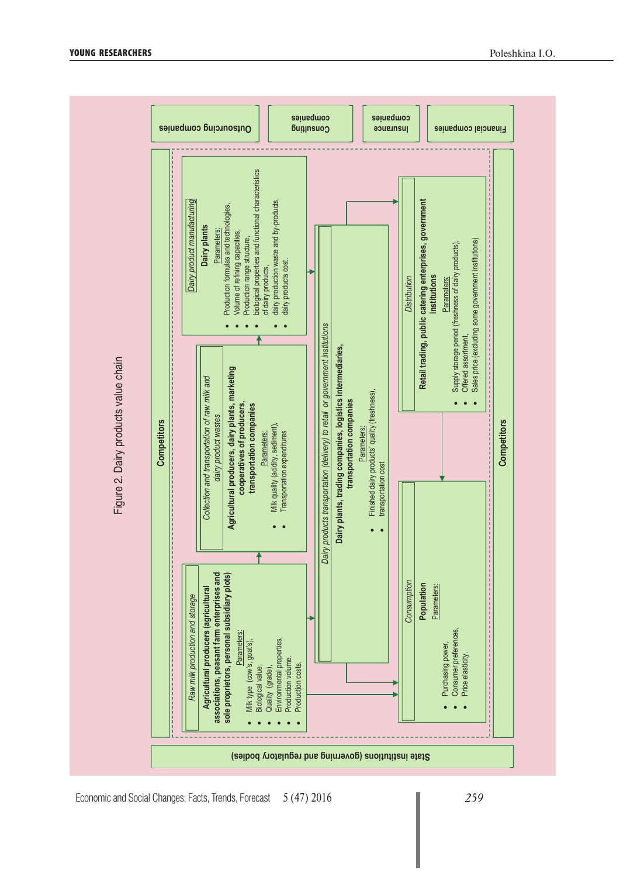Figure 2. Dairy products value chain

**Outsourcing companies** | **Consulting companies** | **Insurance companies** | **Financial companies**

**Competitors**

*Raw milk production and storage*

**Agricultural producers (agricultural associations, peasant farm enterprises and sole proprietors, personal subsidiary plots)**

Parameters:

- Milk type (cow's, goat's),
- Biological value,
- Quality (grade),
- Environmental properties,
- Production volume,
- Production costs.

*Collection and transportation of raw milk and dairy product wastes*

**Agricultural producers, dairy plants, marketing cooperatives of producers, transportation companies**

Parameters:

- Milk quality (acidity, sediment),
- Transportation expenditures

*Dairy product manufacturing*

**Dairy plants**

Parameters:

- Production formulas and technologies,
- Volume of refining capacities,
- Production range structure,
- biological properties and functional characteristics of dairy products,
- dairy production waste and by-products,
- dairy products cost.

*Dairy products transportation (delivery) to retail or government institutions*

**Dairy plants, trading companies, logistics intermediaries, transportation companies**

Parameters:

- Finished dairy products' quality (freshness),
- transportation cost

*Consumption*

**Population**

Parameters:

- Purchasing power,
- Consumer preferences,
- Price elasticity.

*Distribution*

**Retail trading, public catering enterprises, government institutions**

Parameters:

- Supply storage period (freshness of dairy products),
- Offered assortment,
- Sales price (excluding some government institutions)

**Competitors**

**State institutions (governing and regulatory bodies)**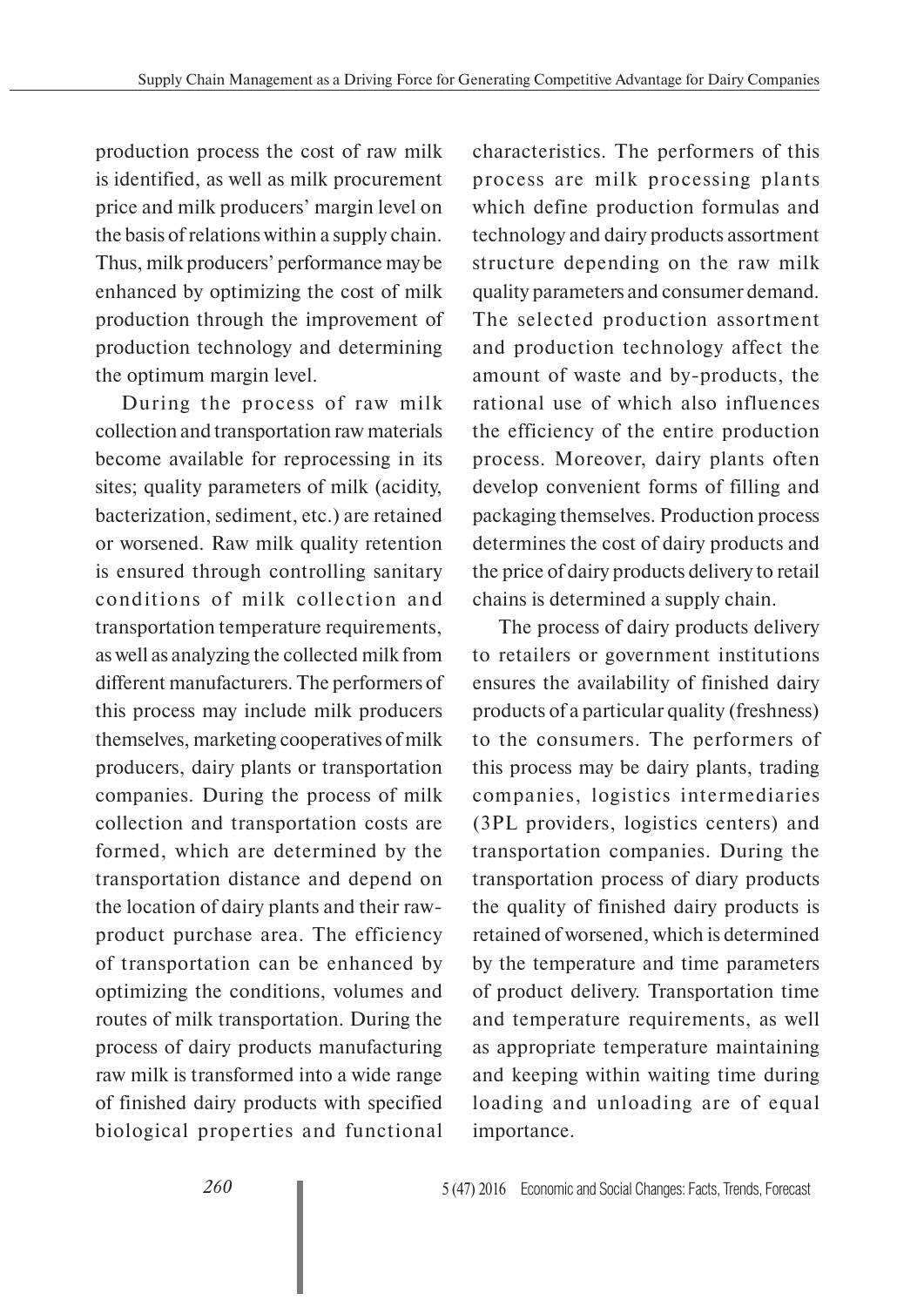production process the cost of raw milk is identified, as well as milk procurement price and milk producers' margin level on the basis of relations within a supply chain. Thus, milk producers' performance may be enhanced by optimizing the cost of milk production through the improvement of production technology and determining the optimum margin level.

During the process of raw milk collection and transportation raw materials become available for reprocessing in its sites; quality parameters of milk (acidity, bacterization, sediment, etc.) are retained or worsened. Raw milk quality retention is ensured through controlling sanitary conditions of milk collection and transportation temperature requirements, as well as analyzing the collected milk from different manufacturers. The performers of this process may include milk producers themselves, marketing cooperatives of milk producers, dairy plants or transportation companies. During the process of milk collection and transportation costs are formed, which are determined by the transportation distance and depend on the location of dairy plants and their raw-product purchase area. The efficiency of transportation can be enhanced by optimizing the conditions, volumes and routes of milk transportation. During the process of dairy products manufacturing raw milk is transformed into a wide range of finished dairy products with specified biological properties and functional characteristics. The performers of this process are milk processing plants which define production formulas and technology and dairy products assortment structure depending on the raw milk quality parameters and consumer demand. The selected production assortment and production technology affect the amount of waste and by-products, the rational use of which also influences the efficiency of the entire production process. Moreover, dairy plants often develop convenient forms of filling and packaging themselves. Production process determines the cost of dairy products and the price of dairy products delivery to retail chains is determined a supply chain.

The process of dairy products delivery to retailers or government institutions ensures the availability of finished dairy products of a particular quality (freshness) to the consumers. The performers of this process may be dairy plants, trading companies, logistics intermediaries (3PL providers, logistics centers) and transportation companies. During the transportation process of diary products the quality of finished dairy products is retained of worsened, which is determined by the temperature and time parameters of product delivery. Transportation time and temperature requirements, as well as appropriate temperature maintaining and keeping within waiting time during loading and unloading are of equal importance.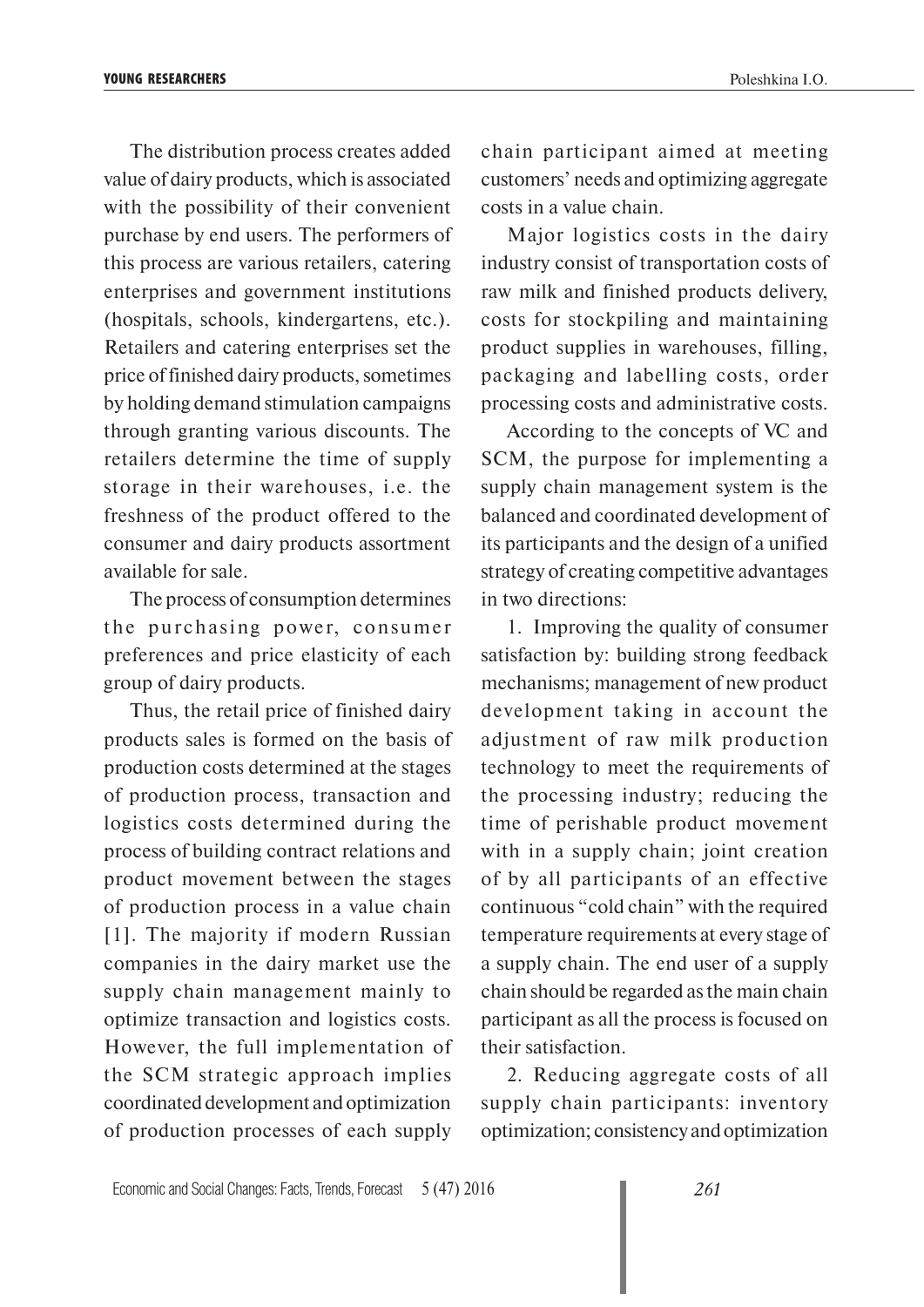The distribution process creates added value of dairy products, which is associated with the possibility of their convenient purchase by end users. The performers of this process are various retailers, catering enterprises and government institutions (hospitals, schools, kindergartens, etc.). Retailers and catering enterprises set the price of finished dairy products, sometimes by holding demand stimulation campaigns through granting various discounts. The retailers determine the time of supply storage in their warehouses, i.e. the freshness of the product offered to the consumer and dairy products assortment available for sale.

The process of consumption determines the purchasing power, consumer preferences and price elasticity of each group of dairy products.

Thus, the retail price of finished dairy products sales is formed on the basis of production costs determined at the stages of production process, transaction and logistics costs determined during the process of building contract relations and product movement between the stages of production process in a value chain [1]. The majority if modern Russian companies in the dairy market use the supply chain management mainly to optimize transaction and logistics costs. However, the full implementation of the SCM strategic approach implies coordinated development and optimization of production processes of each supply chain participant aimed at meeting customers' needs and optimizing aggregate costs in a value chain.

Major logistics costs in the dairy industry consist of transportation costs of raw milk and finished products delivery, costs for stockpiling and maintaining product supplies in warehouses, filling, packaging and labelling costs, order processing costs and administrative costs.

According to the concepts of VC and SCM, the purpose for implementing a supply chain management system is the balanced and coordinated development of its participants and the design of a unified strategy of creating competitive advantages in two directions:

1. Improving the quality of consumer satisfaction by: building strong feedback mechanisms; management of new product development taking in account the adjustment of raw milk production technology to meet the requirements of the processing industry; reducing the time of perishable product movement with in a supply chain; joint creation of by all participants of an effective continuous "cold chain" with the required temperature requirements at every stage of a supply chain. The end user of a supply chain should be regarded as the main chain participant as all the process is focused on their satisfaction.

2. Reducing aggregate costs of all supply chain participants: inventory optimization; consistency and optimization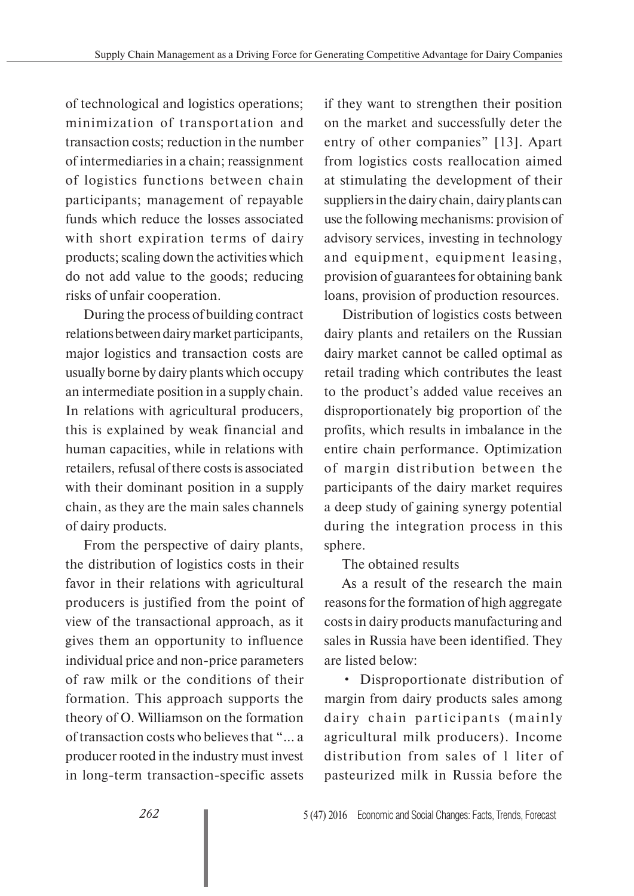of technological and logistics operations; minimization of transportation and transaction costs; reduction in the number of intermediaries in a chain; reassignment of logistics functions between chain participants; management of repayable funds which reduce the losses associated with short expiration terms of dairy products; scaling down the activities which do not add value to the goods; reducing risks of unfair cooperation.

During the process of building contract relations between dairy market participants, major logistics and transaction costs are usually borne by dairy plants which occupy an intermediate position in a supply chain. In relations with agricultural producers, this is explained by weak financial and human capacities, while in relations with retailers, refusal of there costs is associated with their dominant position in a supply chain, as they are the main sales channels of dairy products.

From the perspective of dairy plants, the distribution of logistics costs in their favor in their relations with agricultural producers is justified from the point of view of the transactional approach, as it gives them an opportunity to influence individual price and non-price parameters of raw milk or the conditions of their formation. This approach supports the theory of O. Williamson on the formation of transaction costs who believes that "... a producer rooted in the industry must invest in long-term transaction-specific assets if they want to strengthen their position on the market and successfully deter the entry of other companies" [13]. Apart from logistics costs reallocation aimed at stimulating the development of their suppliers in the dairy chain, dairy plants can use the following mechanisms: provision of advisory services, investing in technology and equipment, equipment leasing, provision of guarantees for obtaining bank loans, provision of production resources.

Distribution of logistics costs between dairy plants and retailers on the Russian dairy market cannot be called optimal as retail trading which contributes the least to the product's added value receives an disproportionately big proportion of the profits, which results in imbalance in the entire chain performance. Optimization of margin distribution between the participants of the dairy market requires a deep study of gaining synergy potential during the integration process in this sphere.

The obtained results

As a result of the research the main reasons for the formation of high aggregate costs in dairy products manufacturing and sales in Russia have been identified. They are listed below:

- Disproportionate distribution of margin from dairy products sales among dairy chain participants (mainly agricultural milk producers). Income distribution from sales of 1 liter of pasteurized milk in Russia before the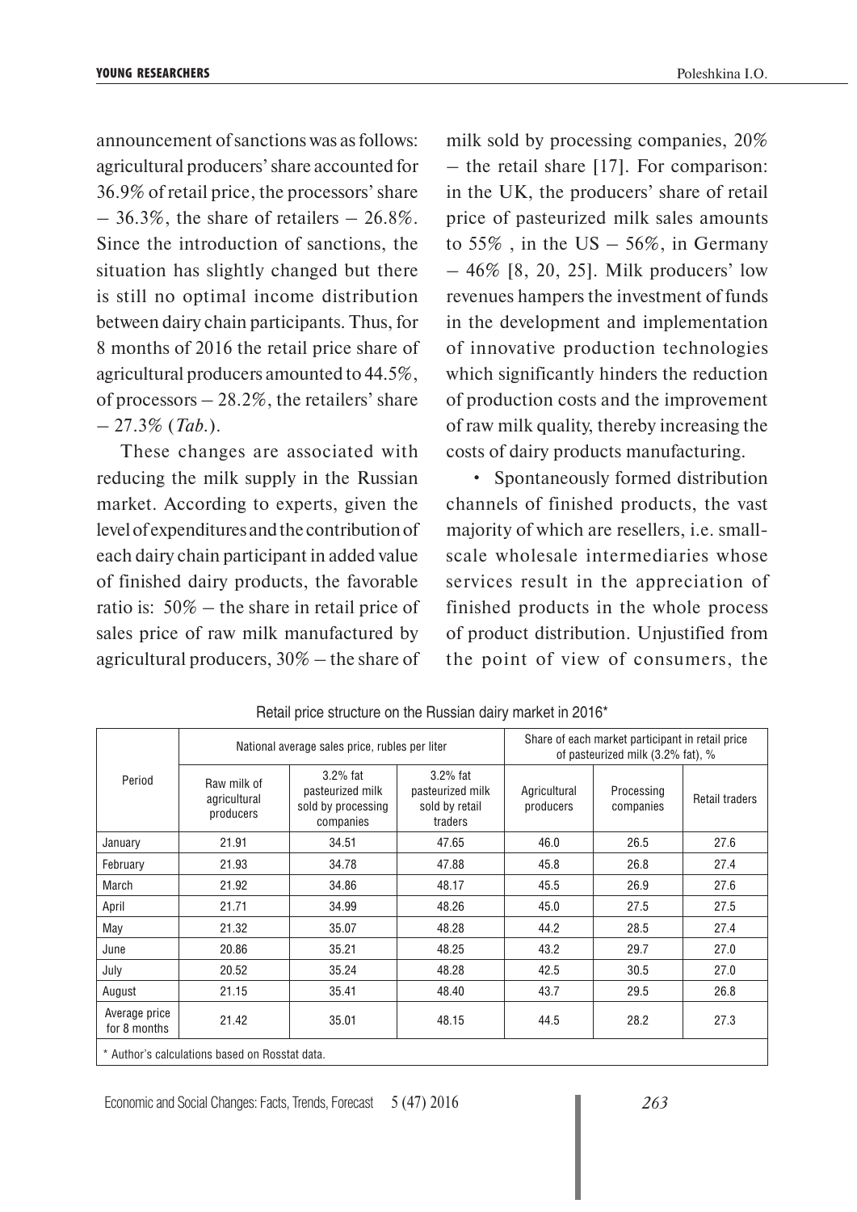announcement of sanctions was as follows: agricultural producers' share accounted for 36.9% of retail price, the processors' share – 36.3%, the share of retailers – 26.8%. Since the introduction of sanctions, the situation has slightly changed but there is still no optimal income distribution between dairy chain participants. Thus, for 8 months of 2016 the retail price share of agricultural producers amounted to 44.5%, of processors – 28.2%, the retailers' share – 27.3% (*Tab.*).

These changes are associated with reducing the milk supply in the Russian market. According to experts, given the level of expenditures and the contribution of each dairy chain participant in added value of finished dairy products, the favorable ratio is: 50% – the share in retail price of sales price of raw milk manufactured by agricultural producers, 30% – the share of milk sold by processing companies, 20% – the retail share [17]. For comparison: in the UK, the producers' share of retail price of pasteurized milk sales amounts to 55% , in the US – 56%, in Germany – 46% [8, 20, 25]. Milk producers' low revenues hampers the investment of funds in the development and implementation of innovative production technologies which significantly hinders the reduction of production costs and the improvement of raw milk quality, thereby increasing the costs of dairy products manufacturing.

- Spontaneously formed distribution channels of finished products, the vast majority of which are resellers, i.e. small-scale wholesale intermediaries whose services result in the appreciation of finished products in the whole process of product distribution. Unjustified from the point of view of consumers, the

Retail price structure on the Russian dairy market in 2016*

| Period | National average sales price, rubles per liter | | | Share of each market participant in retail price of pasteurized milk (3.2% fat), % | | |
|---|---|---|---|---|---|---|
| | Raw milk of agricultural producers | 3.2% fat pasteurized milk sold by processing companies | 3.2% fat pasteurized milk sold by retail traders | Agricultural producers | Processing companies | Retail traders |
| January | 21.91 | 34.51 | 47.65 | 46.0 | 26.5 | 27.6 |
| February | 21.93 | 34.78 | 47.88 | 45.8 | 26.8 | 27.4 |
| March | 21.92 | 34.86 | 48.17 | 45.5 | 26.9 | 27.6 |
| April | 21.71 | 34.99 | 48.26 | 45.0 | 27.5 | 27.5 |
| May | 21.32 | 35.07 | 48.28 | 44.2 | 28.5 | 27.4 |
| June | 20.86 | 35.21 | 48.25 | 43.2 | 29.7 | 27.0 |
| July | 20.52 | 35.24 | 48.28 | 42.5 | 30.5 | 27.0 |
| August | 21.15 | 35.41 | 48.40 | 43.7 | 29.5 | 26.8 |
| Average price for 8 months | 21.42 | 35.01 | 48.15 | 44.5 | 28.2 | 27.3 |

\* Author's calculations based on Rosstat data.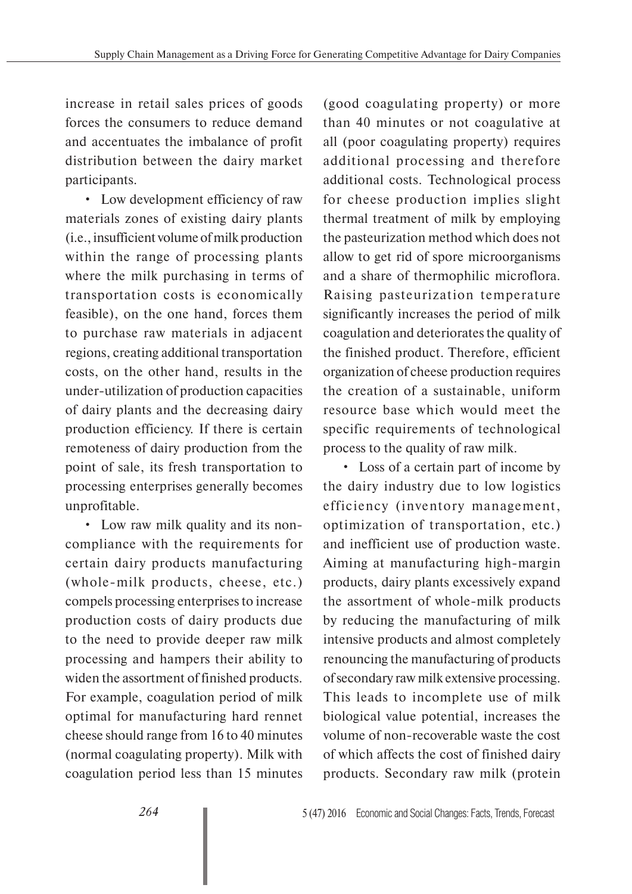increase in retail sales prices of goods forces the consumers to reduce demand and accentuates the imbalance of profit distribution between the dairy market participants.

- Low development efficiency of raw materials zones of existing dairy plants (i.e., insufficient volume of milk production within the range of processing plants where the milk purchasing in terms of transportation costs is economically feasible), on the one hand, forces them to purchase raw materials in adjacent regions, creating additional transportation costs, on the other hand, results in the under-utilization of production capacities of dairy plants and the decreasing dairy production efficiency. If there is certain remoteness of dairy production from the point of sale, its fresh transportation to processing enterprises generally becomes unprofitable.

- Low raw milk quality and its non-compliance with the requirements for certain dairy products manufacturing (whole-milk products, cheese, etc.) compels processing enterprises to increase production costs of dairy products due to the need to provide deeper raw milk processing and hampers their ability to widen the assortment of finished products. For example, coagulation period of milk optimal for manufacturing hard rennet cheese should range from 16 to 40 minutes (normal coagulating property). Milk with coagulation period less than 15 minutes (good coagulating property) or more than 40 minutes or not coagulative at all (poor coagulating property) requires additional processing and therefore additional costs. Technological process for cheese production implies slight thermal treatment of milk by employing the pasteurization method which does not allow to get rid of spore microorganisms and a share of thermophilic microflora. Raising pasteurization temperature significantly increases the period of milk coagulation and deteriorates the quality of the finished product. Therefore, efficient organization of cheese production requires the creation of a sustainable, uniform resource base which would meet the specific requirements of technological process to the quality of raw milk.

- Loss of a certain part of income by the dairy industry due to low logistics efficiency (inventory management, optimization of transportation, etc.) and inefficient use of production waste. Aiming at manufacturing high-margin products, dairy plants excessively expand the assortment of whole-milk products by reducing the manufacturing of milk intensive products and almost completely renouncing the manufacturing of products of secondary raw milk extensive processing. This leads to incomplete use of milk biological value potential, increases the volume of non-recoverable waste the cost of which affects the cost of finished dairy products. Secondary raw milk (protein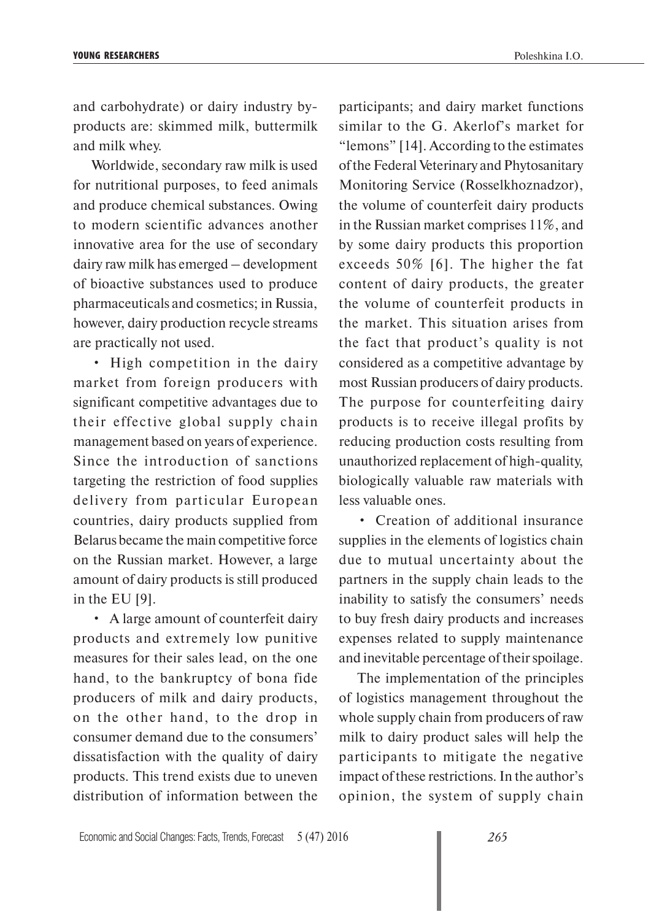and carbohydrate) or dairy industry by-products are: skimmed milk, buttermilk and milk whey.

Worldwide, secondary raw milk is used for nutritional purposes, to feed animals and produce chemical substances. Owing to modern scientific advances another innovative area for the use of secondary dairy raw milk has emerged – development of bioactive substances used to produce pharmaceuticals and cosmetics; in Russia, however, dairy production recycle streams are practically not used.

- High competition in the dairy market from foreign producers with significant competitive advantages due to their effective global supply chain management based on years of experience. Since the introduction of sanctions targeting the restriction of food supplies delivery from particular European countries, dairy products supplied from Belarus became the main competitive force on the Russian market. However, a large amount of dairy products is still produced in the EU [9].

- A large amount of counterfeit dairy products and extremely low punitive measures for their sales lead, on the one hand, to the bankruptcy of bona fide producers of milk and dairy products, on the other hand, to the drop in consumer demand due to the consumers' dissatisfaction with the quality of dairy products. This trend exists due to uneven distribution of information between the participants; and dairy market functions similar to the G. Akerlof's market for "lemons" [14]. According to the estimates of the Federal Veterinary and Phytosanitary Monitoring Service (Rosselkhoznadzor), the volume of counterfeit dairy products in the Russian market comprises 11%, and by some dairy products this proportion exceeds 50% [6]. The higher the fat content of dairy products, the greater the volume of counterfeit products in the market. This situation arises from the fact that product's quality is not considered as a competitive advantage by most Russian producers of dairy products. The purpose for counterfeiting dairy products is to receive illegal profits by reducing production costs resulting from unauthorized replacement of high-quality, biologically valuable raw materials with less valuable ones.

- Creation of additional insurance supplies in the elements of logistics chain due to mutual uncertainty about the partners in the supply chain leads to the inability to satisfy the consumers' needs to buy fresh dairy products and increases expenses related to supply maintenance and inevitable percentage of their spoilage.

The implementation of the principles of logistics management throughout the whole supply chain from producers of raw milk to dairy product sales will help the participants to mitigate the negative impact of these restrictions. In the author's opinion, the system of supply chain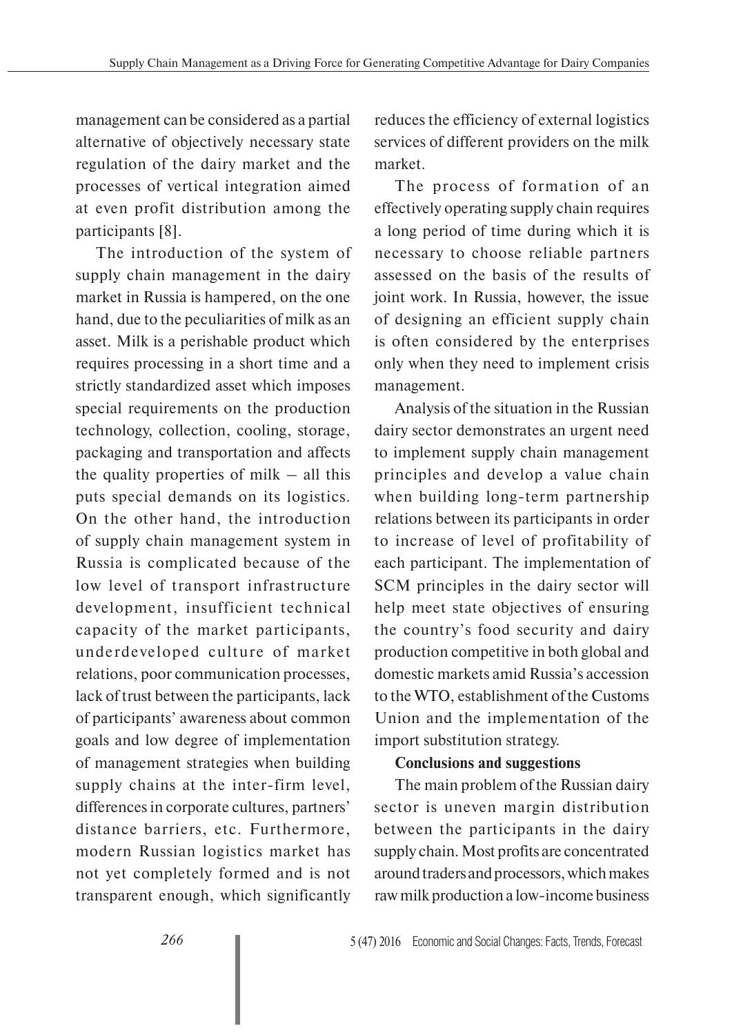management can be considered as a partial alternative of objectively necessary state regulation of the dairy market and the processes of vertical integration aimed at even profit distribution among the participants [8].

The introduction of the system of supply chain management in the dairy market in Russia is hampered, on the one hand, due to the peculiarities of milk as an asset. Milk is a perishable product which requires processing in a short time and a strictly standardized asset which imposes special requirements on the production technology, collection, cooling, storage, packaging and transportation and affects the quality properties of milk – all this puts special demands on its logistics. On the other hand, the introduction of supply chain management system in Russia is complicated because of the low level of transport infrastructure development, insufficient technical capacity of the market participants, underdeveloped culture of market relations, poor communication processes, lack of trust between the participants, lack of participants' awareness about common goals and low degree of implementation of management strategies when building supply chains at the inter-firm level, differences in corporate cultures, partners' distance barriers, etc. Furthermore, modern Russian logistics market has not yet completely formed and is not transparent enough, which significantly reduces the efficiency of external logistics services of different providers on the milk market.

The process of formation of an effectively operating supply chain requires a long period of time during which it is necessary to choose reliable partners assessed on the basis of the results of joint work. In Russia, however, the issue of designing an efficient supply chain is often considered by the enterprises only when they need to implement crisis management.

Analysis of the situation in the Russian dairy sector demonstrates an urgent need to implement supply chain management principles and develop a value chain when building long-term partnership relations between its participants in order to increase of level of profitability of each participant. The implementation of SCM principles in the dairy sector will help meet state objectives of ensuring the country's food security and dairy production competitive in both global and domestic markets amid Russia's accession to the WTO, establishment of the Customs Union and the implementation of the import substitution strategy.

**Conclusions and suggestions**

The main problem of the Russian dairy sector is uneven margin distribution between the participants in the dairy supply chain. Most profits are concentrated around traders and processors, which makes raw milk production a low-income business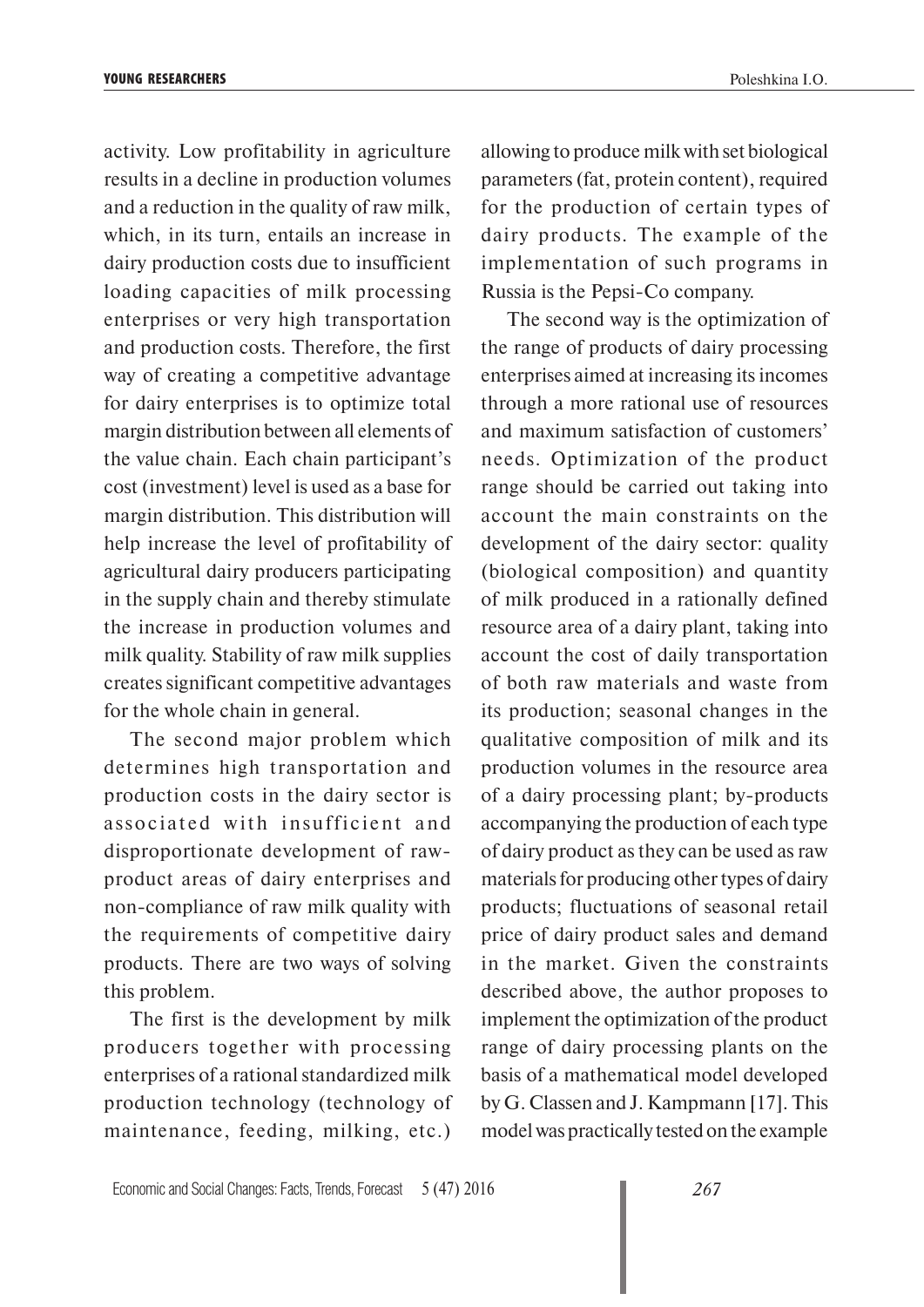activity. Low profitability in agriculture results in a decline in production volumes and a reduction in the quality of raw milk, which, in its turn, entails an increase in dairy production costs due to insufficient loading capacities of milk processing enterprises or very high transportation and production costs. Therefore, the first way of creating a competitive advantage for dairy enterprises is to optimize total margin distribution between all elements of the value chain. Each chain participant's cost (investment) level is used as a base for margin distribution. This distribution will help increase the level of profitability of agricultural dairy producers participating in the supply chain and thereby stimulate the increase in production volumes and milk quality. Stability of raw milk supplies creates significant competitive advantages for the whole chain in general.

The second major problem which determines high transportation and production costs in the dairy sector is associated with insufficient and disproportionate development of raw-product areas of dairy enterprises and non-compliance of raw milk quality with the requirements of competitive dairy products. There are two ways of solving this problem.

The first is the development by milk producers together with processing enterprises of a rational standardized milk production technology (technology of maintenance, feeding, milking, etc.) allowing to produce milk with set biological parameters (fat, protein content), required for the production of certain types of dairy products. The example of the implementation of such programs in Russia is the Pepsi-Co company.

The second way is the optimization of the range of products of dairy processing enterprises aimed at increasing its incomes through a more rational use of resources and maximum satisfaction of customers' needs. Optimization of the product range should be carried out taking into account the main constraints on the development of the dairy sector: quality (biological composition) and quantity of milk produced in a rationally defined resource area of a dairy plant, taking into account the cost of daily transportation of both raw materials and waste from its production; seasonal changes in the qualitative composition of milk and its production volumes in the resource area of a dairy processing plant; by-products accompanying the production of each type of dairy product as they can be used as raw materials for producing other types of dairy products; fluctuations of seasonal retail price of dairy product sales and demand in the market. Given the constraints described above, the author proposes to implement the optimization of the product range of dairy processing plants on the basis of a mathematical model developed by G. Classen and J. Kampmann [17]. This model was practically tested on the example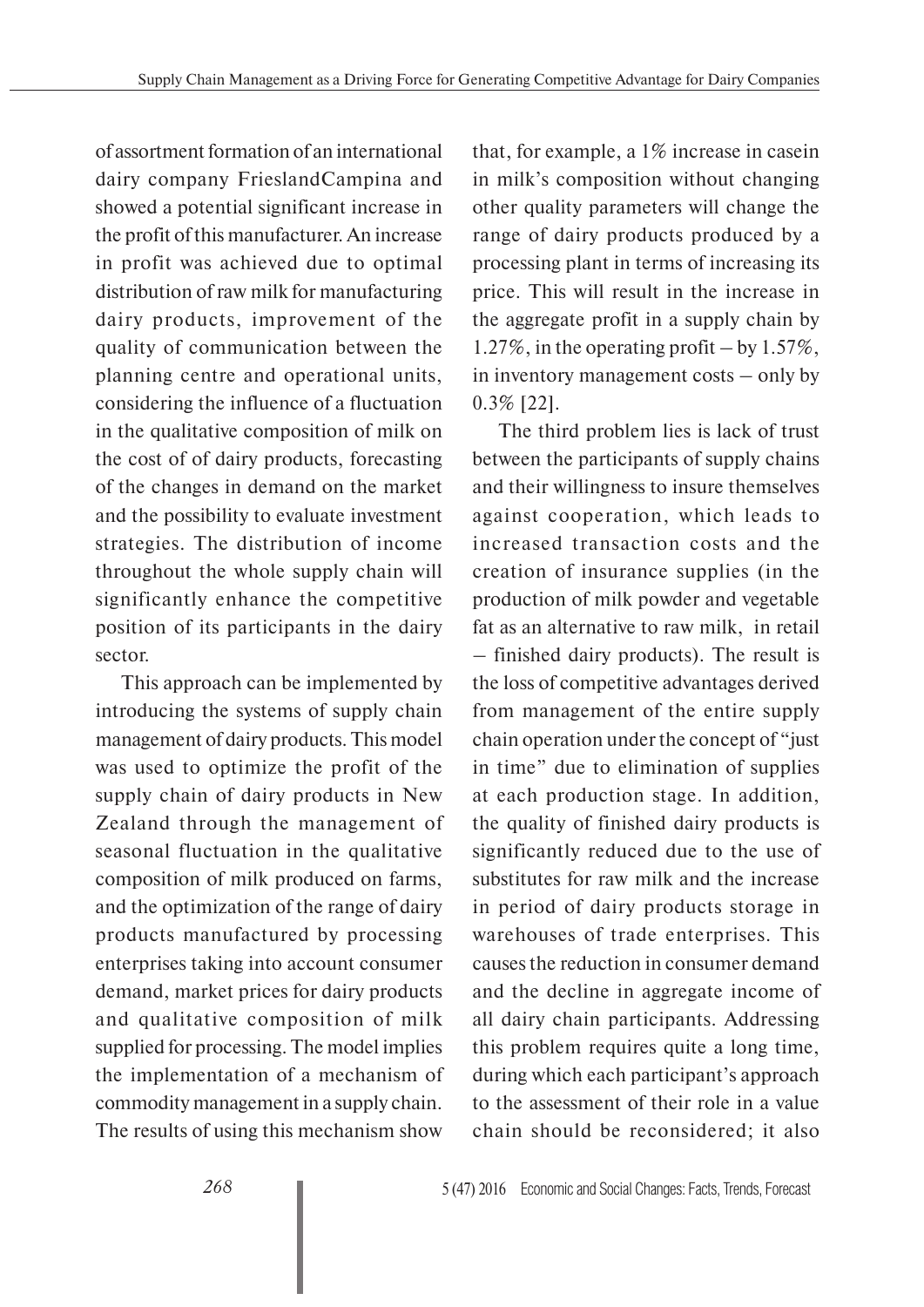of assortment formation of an international dairy company FrieslandCampina and showed a potential significant increase in the profit of this manufacturer. An increase in profit was achieved due to optimal distribution of raw milk for manufacturing dairy products, improvement of the quality of communication between the planning centre and operational units, considering the influence of a fluctuation in the qualitative composition of milk on the cost of of dairy products, forecasting of the changes in demand on the market and the possibility to evaluate investment strategies. The distribution of income throughout the whole supply chain will significantly enhance the competitive position of its participants in the dairy sector.

This approach can be implemented by introducing the systems of supply chain management of dairy products. This model was used to optimize the profit of the supply chain of dairy products in New Zealand through the management of seasonal fluctuation in the qualitative composition of milk produced on farms, and the optimization of the range of dairy products manufactured by processing enterprises taking into account consumer demand, market prices for dairy products and qualitative composition of milk supplied for processing. The model implies the implementation of a mechanism of commodity management in a supply chain. The results of using this mechanism show that, for example, a 1% increase in casein in milk's composition without changing other quality parameters will change the range of dairy products produced by a processing plant in terms of increasing its price. This will result in the increase in the aggregate profit in a supply chain by 1.27%, in the operating profit – by 1.57%, in inventory management costs – only by 0.3% [22].

The third problem lies is lack of trust between the participants of supply chains and their willingness to insure themselves against cooperation, which leads to increased transaction costs and the creation of insurance supplies (in the production of milk powder and vegetable fat as an alternative to raw milk, in retail – finished dairy products). The result is the loss of competitive advantages derived from management of the entire supply chain operation under the concept of "just in time" due to elimination of supplies at each production stage. In addition, the quality of finished dairy products is significantly reduced due to the use of substitutes for raw milk and the increase in period of dairy products storage in warehouses of trade enterprises. This causes the reduction in consumer demand and the decline in aggregate income of all dairy chain participants. Addressing this problem requires quite a long time, during which each participant's approach to the assessment of their role in a value chain should be reconsidered; it also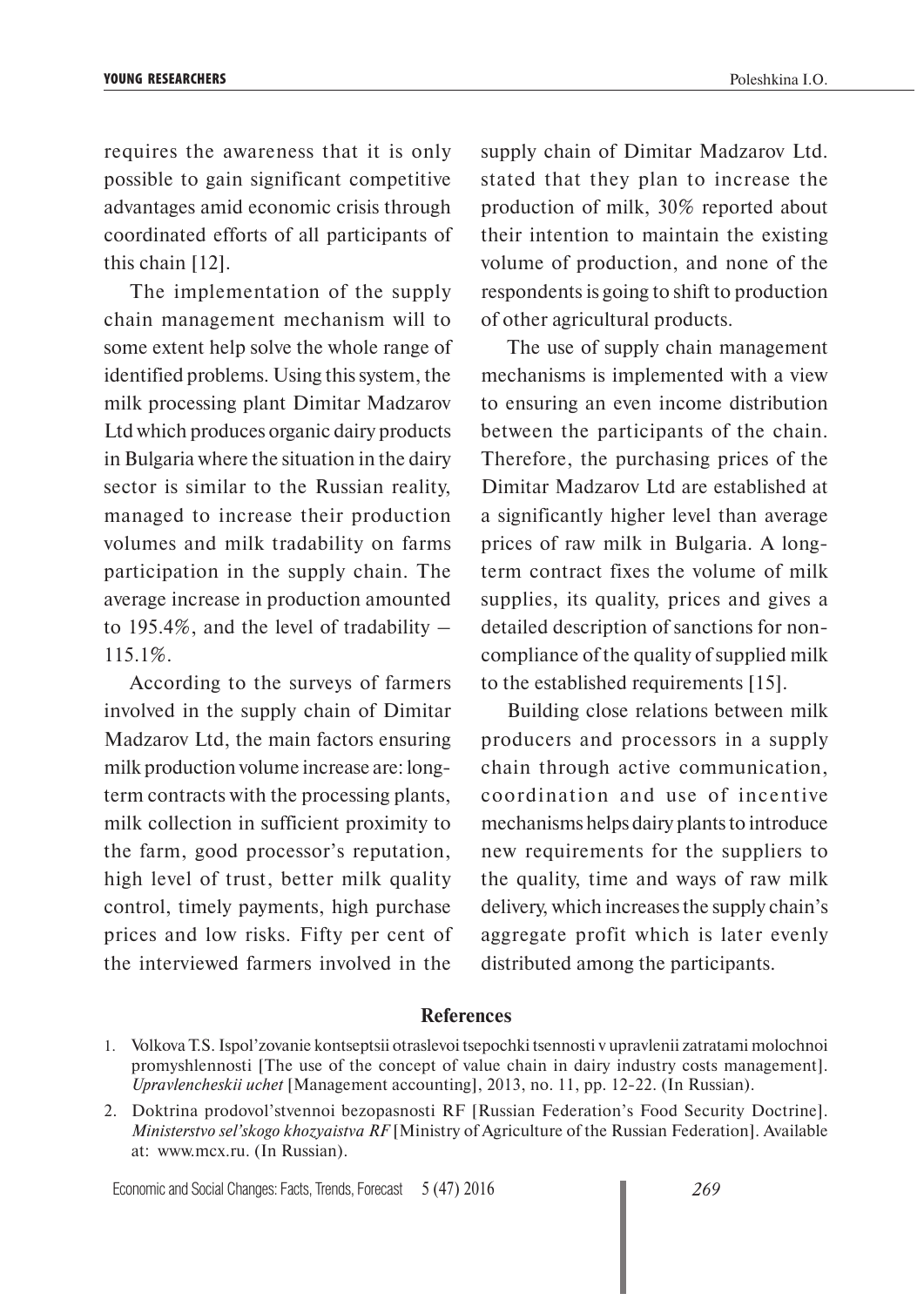requires the awareness that it is only possible to gain significant competitive advantages amid economic crisis through coordinated efforts of all participants of this chain [12].

The implementation of the supply chain management mechanism will to some extent help solve the whole range of identified problems. Using this system, the milk processing plant Dimitar Madzarov Ltd which produces organic dairy products in Bulgaria where the situation in the dairy sector is similar to the Russian reality, managed to increase their production volumes and milk tradability on farms participation in the supply chain. The average increase in production amounted to 195.4%, and the level of tradability – 115.1%.

According to the surveys of farmers involved in the supply chain of Dimitar Madzarov Ltd, the main factors ensuring milk production volume increase are: long-term contracts with the processing plants, milk collection in sufficient proximity to the farm, good processor's reputation, high level of trust, better milk quality control, timely payments, high purchase prices and low risks. Fifty per cent of the interviewed farmers involved in the supply chain of Dimitar Madzarov Ltd. stated that they plan to increase the production of milk, 30% reported about their intention to maintain the existing volume of production, and none of the respondents is going to shift to production of other agricultural products.

The use of supply chain management mechanisms is implemented with a view to ensuring an even income distribution between the participants of the chain. Therefore, the purchasing prices of the Dimitar Madzarov Ltd are established at a significantly higher level than average prices of raw milk in Bulgaria. A long-term contract fixes the volume of milk supplies, its quality, prices and gives a detailed description of sanctions for non-compliance of the quality of supplied milk to the established requirements [15].

Building close relations between milk producers and processors in a supply chain through active communication, coordination and use of incentive mechanisms helps dairy plants to introduce new requirements for the suppliers to the quality, time and ways of raw milk delivery, which increases the supply chain's aggregate profit which is later evenly distributed among the participants.

## References

1. Volkova T.S. Ispol'zovanie kontseptsii otraslevoi tsepochki tsennosti v upravlenii zatratami molochnoi promyshlennosti [The use of the concept of value chain in dairy industry costs management]. *Upravlencheskii uchet* [Management accounting], 2013, no. 11, pp. 12-22. (In Russian).
2. Doktrina prodovol'stvennoi bezopasnosti RF [Russian Federation's Food Security Doctrine]. *Ministerstvo sel'skogo khozyaistva RF* [Ministry of Agriculture of the Russian Federation]. Available at: www.mcx.ru. (In Russian).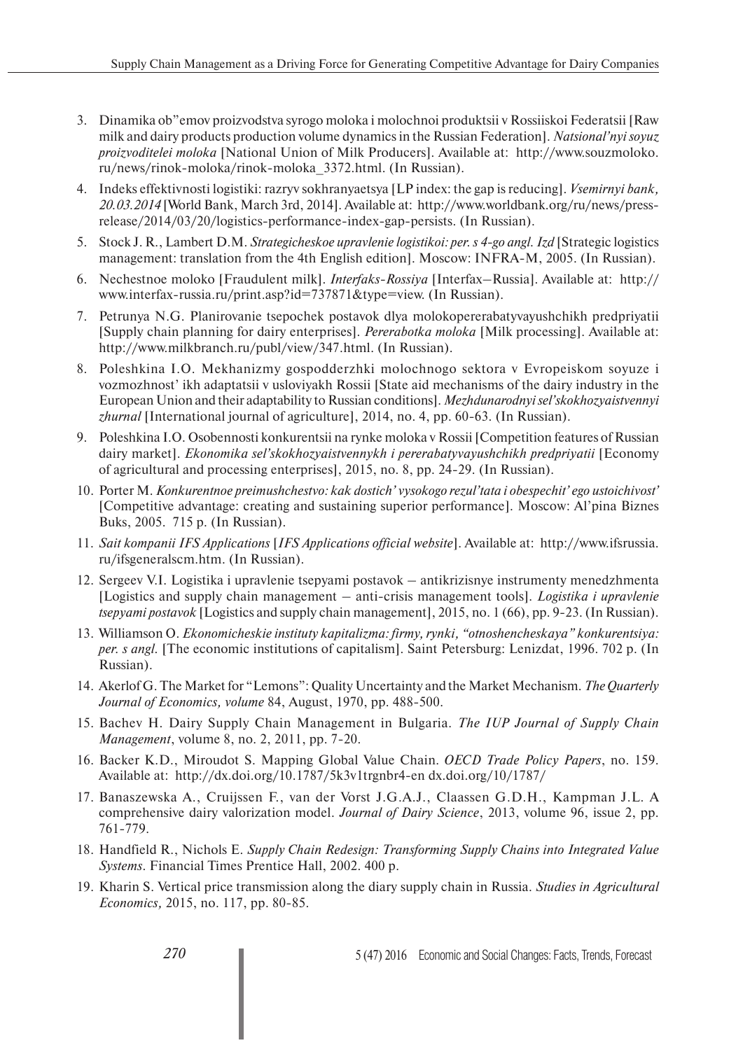3. Dinamika ob"emov proizvodstva syrogo moloka i molochnoi produktsii v Rossiiskoi Federatsii [Raw milk and dairy products production volume dynamics in the Russian Federation]. *Natsional'nyi soyuz proizvoditelei moloka* [National Union of Milk Producers]. Available at: http://www.souzmoloko.ru/news/rinok-moloka/rinok-moloka_3372.html. (In Russian).
4. Indeks effektivnosti logistiki: razryv sokhranyaetsya [LP index: the gap is reducing]. *Vsemirnyi bank, 20.03.2014* [World Bank, March 3rd, 2014]. Available at: http://www.worldbank.org/ru/news/press-release/2014/03/20/logistics-performance-index-gap-persists. (In Russian).
5. Stock J. R., Lambert D.M. *Strategicheskoe upravlenie logistikoi: per. s 4-go angl. Izd* [Strategic logistics management: translation from the 4th English edition]. Moscow: INFRA-M, 2005. (In Russian).
6. Nechestnoe moloko [Fraudulent milk]. *Interfaks-Rossiya* [Interfax–Russia]. Available at: http://www.interfax-russia.ru/print.asp?id=737871&type=view. (In Russian).
7. Petrunya N.G. Planirovanie tsepochek postavok dlya molokopererabatyvayushchikh predpriyatii [Supply chain planning for dairy enterprises]. *Pererabotka moloka* [Milk processing]. Available at: http://www.milkbranch.ru/publ/view/347.html. (In Russian).
8. Poleshkina I.O. Mekhanizmy gospodderzhki molochnogo sektora v Evropeiskom soyuze i vozmozhnost' ikh adaptatsii v usloviyakh Rossii [State aid mechanisms of the dairy industry in the European Union and their adaptability to Russian conditions]. *Mezhdunarodnyi sel'skokhozyaistvennyi zhurnal* [International journal of agriculture], 2014, no. 4, pp. 60-63. (In Russian).
9. Poleshkina I.O. Osobennosti konkurentsii na rynke moloka v Rossii [Competition features of Russian dairy market]. *Ekonomika sel'skokhozyaistvennykh i pererabatyvayushchikh predpriyatii* [Economy of agricultural and processing enterprises], 2015, no. 8, pp. 24-29. (In Russian).
10. Porter M. *Konkurentnoe preimushchestvo: kak dostich' vysokogo rezul'tata i obespechit' ego ustoichivost'* [Competitive advantage: creating and sustaining superior performance]. Moscow: Al'pina Biznes Buks, 2005. 715 p. (In Russian).
11. *Sait kompanii IFS Applications* [*IFS Applications official website*]. Available at: http://www.ifsrussia.ru/ifsgeneralscm.htm. (In Russian).
12. Sergeev V.I. Logistika i upravlenie tsepyami postavok – antikrizisnye instrumenty menedzhmenta [Logistics and supply chain management – anti-crisis management tools]. *Logistika i upravlenie tsepyami postavok* [Logistics and supply chain management], 2015, no. 1 (66), pp. 9-23. (In Russian).
13. Williamson O. *Ekonomicheskie instituty kapitalizma: firmy, rynki, "otnoshencheskaya" konkurentsiya: per. s angl.* [The economic institutions of capitalism]. Saint Petersburg: Lenizdat, 1996. 702 p. (In Russian).
14. Akerlof G. The Market for "Lemons": Quality Uncertainty and the Market Mechanism. *The Quarterly Journal of Economics, volume* 84, August, 1970, pp. 488-500.
15. Bachev H. Dairy Supply Chain Management in Bulgaria. *The IUP Journal of Supply Chain Management*, volume 8, no. 2, 2011, pp. 7-20.
16. Backer K.D., Miroudot S. Mapping Global Value Chain. *OECD Trade Policy Papers*, no. 159. Available at: http://dx.doi.org/10.1787/5k3v1trgnbr4-en dx.doi.org/10/1787/
17. Banaszewska A., Cruijssen F., van der Vorst J.G.A.J., Claassen G.D.H., Kampman J.L. A comprehensive dairy valorization model. *Journal of Dairy Science*, 2013, volume 96, issue 2, pp. 761-779.
18. Handfield R., Nichols E. *Supply Chain Redesign: Transforming Supply Chains into Integrated Value Systems*. Financial Times Prentice Hall, 2002. 400 p.
19. Kharin S. Vertical price transmission along the diary supply chain in Russia. *Studies in Agricultural Economics,* 2015, no. 117, pp. 80-85.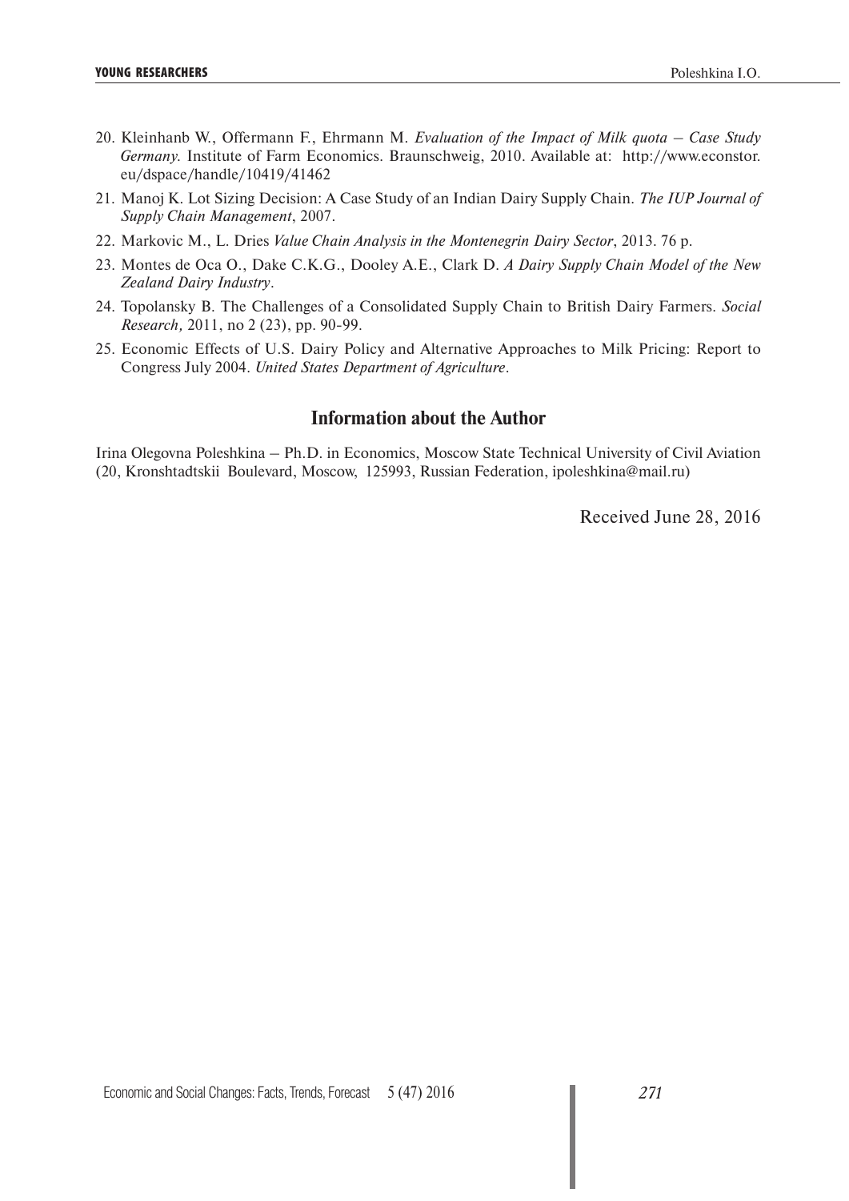20. Kleinhanb W., Offermann F., Ehrmann M. *Evaluation of the Impact of Milk quota – Case Study Germany.* Institute of Farm Economics. Braunschweig, 2010. Available at: http://www.econstor.eu/dspace/handle/10419/41462
21. Manoj K. Lot Sizing Decision: A Case Study of an Indian Dairy Supply Chain. *The IUP Journal of Supply Chain Management*, 2007.
22. Markovic M., L. Dries *Value Chain Analysis in the Montenegrin Dairy Sector*, 2013. 76 p.
23. Montes de Oca O., Dake C.K.G., Dooley A.E., Clark D. *A Dairy Supply Chain Model of the New Zealand Dairy Industry*.
24. Topolansky B. The Challenges of a Consolidated Supply Chain to British Dairy Farmers. *Social Research,* 2011, no 2 (23), pp. 90-99.
25. Economic Effects of U.S. Dairy Policy and Alternative Approaches to Milk Pricing: Report to Congress July 2004. *United States Department of Agriculture*.

## Information about the Author

Irina Olegovna Poleshkina – Ph.D. in Economics, Moscow State Technical University of Civil Aviation (20, Kronshtadtskii Boulevard, Moscow, 125993, Russian Federation, ipoleshkina@mail.ru)

Received June 28, 2016